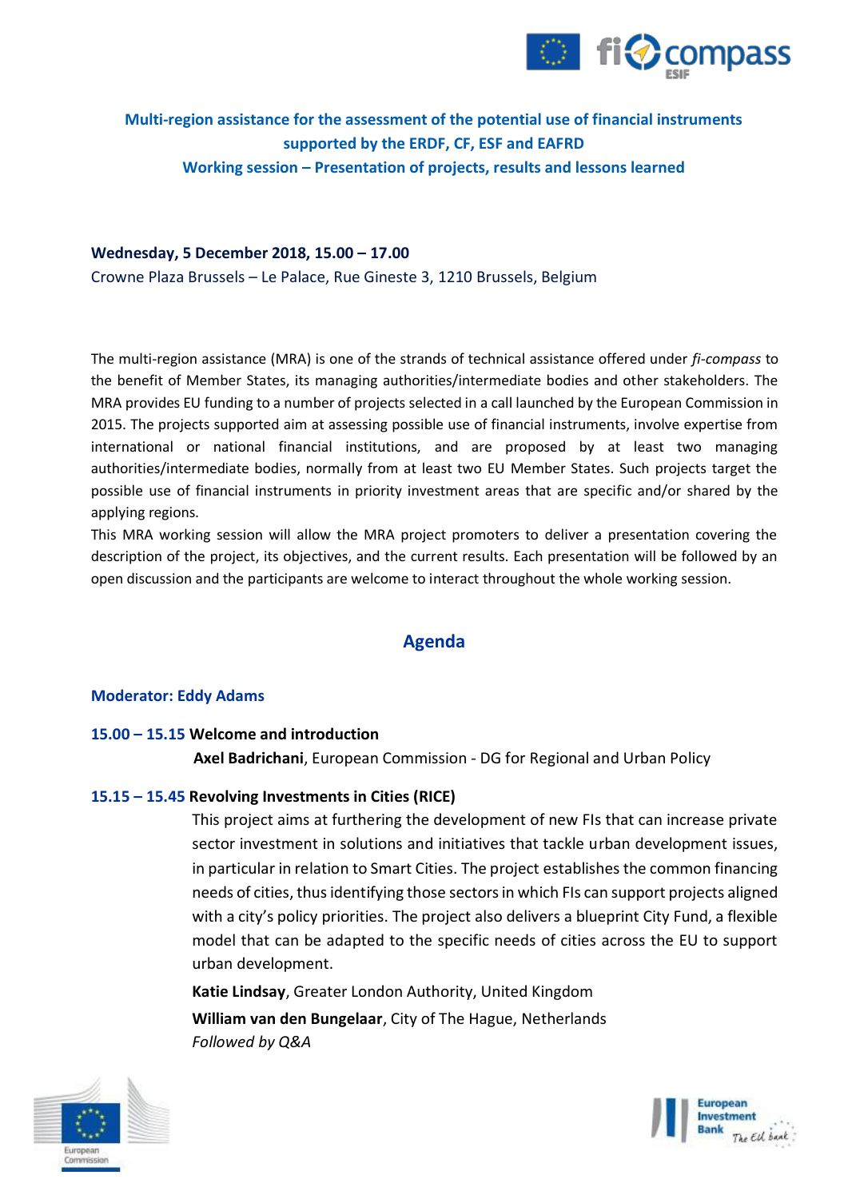## Multi-region assistance for the assessment of the potential use of financial instruments supported by the ERDF, CF, ESF and EAFRD

## Working session – Presentation of projects, results and lessons learned

**Wednesday, 5 December 2018, 15.00 – 17.00**

Crowne Plaza Brussels – Le Palace, Rue Gineste 3, 1210 Brussels, Belgium

The multi-region assistance (MRA) is one of the strands of technical assistance offered under *fi-compass* to the benefit of Member States, its managing authorities/intermediate bodies and other stakeholders. The MRA provides EU funding to a number of projects selected in a call launched by the European Commission in 2015. The projects supported aim at assessing possible use of financial instruments, involve expertise from international or national financial institutions, and are proposed by at least two managing authorities/intermediate bodies, normally from at least two EU Member States. Such projects target the possible use of financial instruments in priority investment areas that are specific and/or shared by the applying regions.

This MRA working session will allow the MRA project promoters to deliver a presentation covering the description of the project, its objectives, and the current results. Each presentation will be followed by an open discussion and the participants are welcome to interact throughout the whole working session.

## Agenda

### Moderator: Eddy Adams

**15.00 – 15.15 Welcome and introduction**

**Axel Badrichani**, European Commission - DG for Regional and Urban Policy

**15.15 – 15.45 Revolving Investments in Cities (RICE)**

This project aims at furthering the development of new FIs that can increase private sector investment in solutions and initiatives that tackle urban development issues, in particular in relation to Smart Cities. The project establishes the common financing needs of cities, thus identifying those sectors in which FIs can support projects aligned with a city's policy priorities. The project also delivers a blueprint City Fund, a flexible model that can be adapted to the specific needs of cities across the EU to support urban development.

**Katie Lindsay**, Greater London Authority, United Kingdom

**William van den Bungelaar**, City of The Hague, Netherlands

*Followed by Q&A*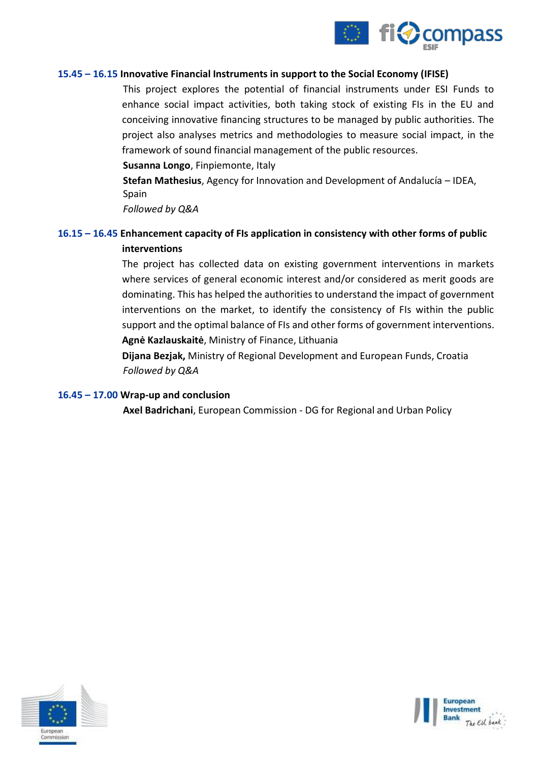**15.45 – 16.15 Innovative Financial Instruments in support to the Social Economy (IFISE)**

This project explores the potential of financial instruments under ESI Funds to enhance social impact activities, both taking stock of existing FIs in the EU and conceiving innovative financing structures to be managed by public authorities. The project also analyses metrics and methodologies to measure social impact, in the framework of sound financial management of the public resources.

**Susanna Longo**, Finpiemonte, Italy

**Stefan Mathesius**, Agency for Innovation and Development of Andalucía – IDEA, Spain

*Followed by Q&A*

**16.15 – 16.45 Enhancement capacity of FIs application in consistency with other forms of public interventions**

The project has collected data on existing government interventions in markets where services of general economic interest and/or considered as merit goods are dominating. This has helped the authorities to understand the impact of government interventions on the market, to identify the consistency of FIs within the public support and the optimal balance of FIs and other forms of government interventions.

**Agnė Kazlauskaitė**, Ministry of Finance, Lithuania

**Dijana Bezjak,** Ministry of Regional Development and European Funds, Croatia

*Followed by Q&A*

**16.45 – 17.00 Wrap-up and conclusion**

**Axel Badrichani**, European Commission - DG for Regional and Urban Policy